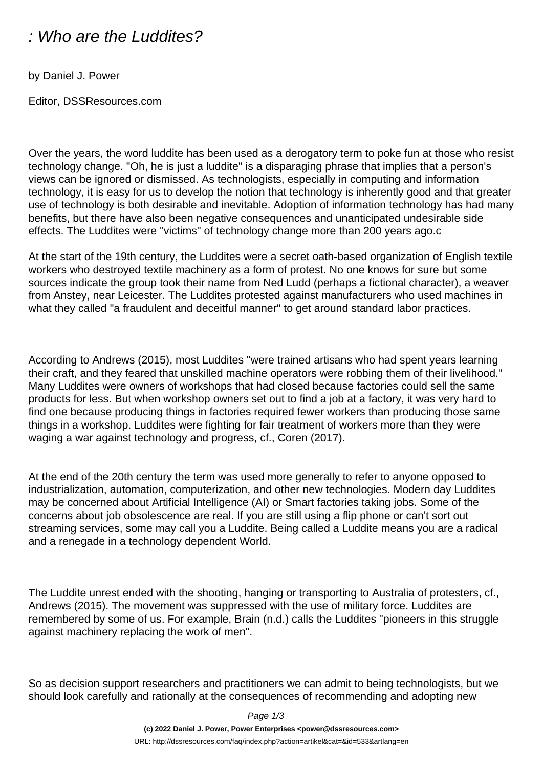# : Who are the Luddites?

by Daniel J. Power

Editor, DSSResources.com

Over the years, the word luddite has been used as a derogatory term to poke fun at those who resist technology change. "Oh, he is just a luddite" is a disparaging phrase that implies that a person's views can be ignored or dismissed. As technologists, especially in computing and information technology, it is easy for us to develop the notion that technology is inherently good and that greater use of technology is both desirable and inevitable. Adoption of information technology has had many benefits, but there have also been negative consequences and unanticipated undesirable side effects. The Luddites were "victims" of technology change more than 200 years ago.c

At the start of the 19th century, the Luddites were a secret oath-based organization of English textile workers who destroyed textile machinery as a form of protest. No one knows for sure but some sources indicate the group took their name from Ned Ludd (perhaps a fictional character), a weaver from Anstey, near Leicester. The Luddites protested against manufacturers who used machines in what they called "a fraudulent and deceitful manner" to get around standard labor practices.

According to Andrews (2015), most Luddites "were trained artisans who had spent years learning their craft, and they feared that unskilled machine operators were robbing them of their livelihood." Many Luddites were owners of workshops that had closed because factories could sell the same products for less. But when workshop owners set out to find a job at a factory, it was very hard to find one because producing things in factories required fewer workers than producing those same things in a workshop. Luddites were fighting for fair treatment of workers more than they were waging a war against technology and progress, cf., Coren (2017).

At the end of the 20th century the term was used more generally to refer to anyone opposed to industrialization, automation, computerization, and other new technologies. Modern day Luddites may be concerned about Artificial Intelligence (AI) or Smart factories taking jobs. Some of the concerns about job obsolescence are real. If you are still using a flip phone or can't sort out streaming services, some may call you a Luddite. Being called a Luddite means you are a radical and a renegade in a technology dependent World.

The Luddite unrest ended with the shooting, hanging or transporting to Australia of protesters, cf., Andrews (2015). The movement was suppressed with the use of military force. Luddites are remembered by some of us. For example, Brain (n.d.) calls the Luddites "pioneers in this struggle against machinery replacing the work of men".

So as decision support researchers and practitioners we can admit to being technologists, but we should look carefully and rationally at the consequences of recommending and adopting new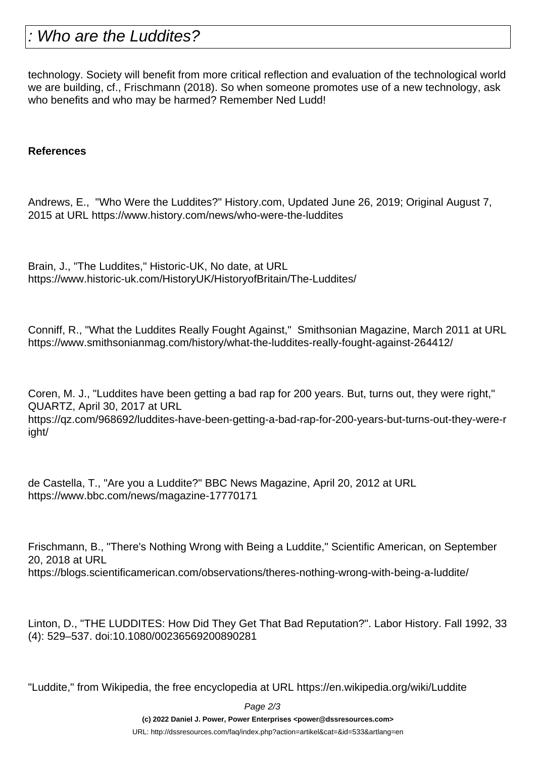technology. Society will benefit from more critical reflection and evaluation of the technological world we are building, cf., Frischmann (2018). So when someone promotes use of a new technology, ask who benefits and who may be harmed? Remember Ned Ludd!

**References**

Andrews, E., "Who Were the Luddites?" History.com, Updated June 26, 2019; Original August 7, 2015 at URL https://www.history.com/news/who-were-the-luddites

Brain, J., "The Luddites," Historic-UK, No date, at URL https://www.historic-uk.com/HistoryUK/HistoryofBritain/The-Luddites/

Conniff, R., "What the Luddites Really Fought Against," Smithsonian Magazine, March 2011 at URL https://www.smithsonianmag.com/history/what-the-luddites-really-fought-against-264412/

Coren, M. J., "Luddites have been getting a bad rap for 200 years. But, turns out, they were right," QUARTZ, April 30, 2017 at URL https://qz.com/968692/luddites-have-been-getting-a-bad-rap-for-200-years-but-turns-out-they-were-right/

de Castella, T., "Are you a Luddite?" BBC News Magazine, April 20, 2012 at URL https://www.bbc.com/news/magazine-17770171

Frischmann, B., "There's Nothing Wrong with Being a Luddite," Scientific American, on September 20, 2018 at URL https://blogs.scientificamerican.com/observations/theres-nothing-wrong-with-being-a-luddite/

Linton, D., "THE LUDDITES: How Did They Get That Bad Reputation?". Labor History. Fall 1992, 33 (4): 529–537. doi:10.1080/00236569200890281

"Luddite," from Wikipedia, the free encyclopedia at URL https://en.wikipedia.org/wiki/Luddite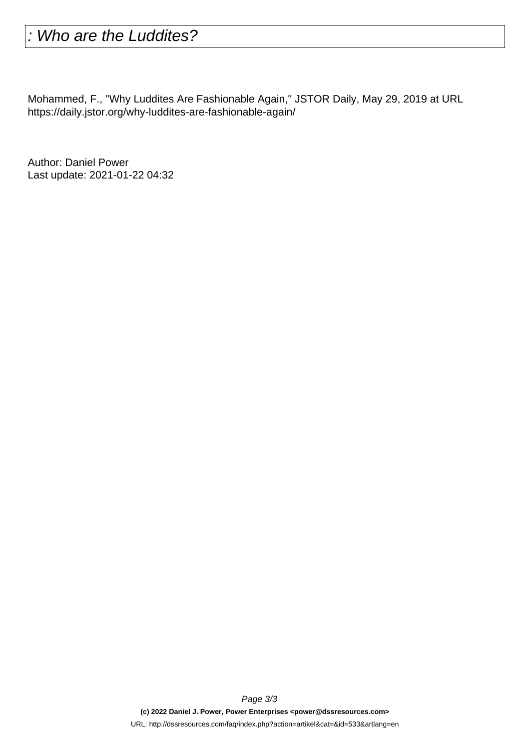Mohammed, F., "Why Luddites Are Fashionable Again," JSTOR Daily, May 29, 2019 at URL https://daily.jstor.org/why-luddites-are-fashionable-again/

Author: Daniel Power
Last update: 2021-01-22 04:32